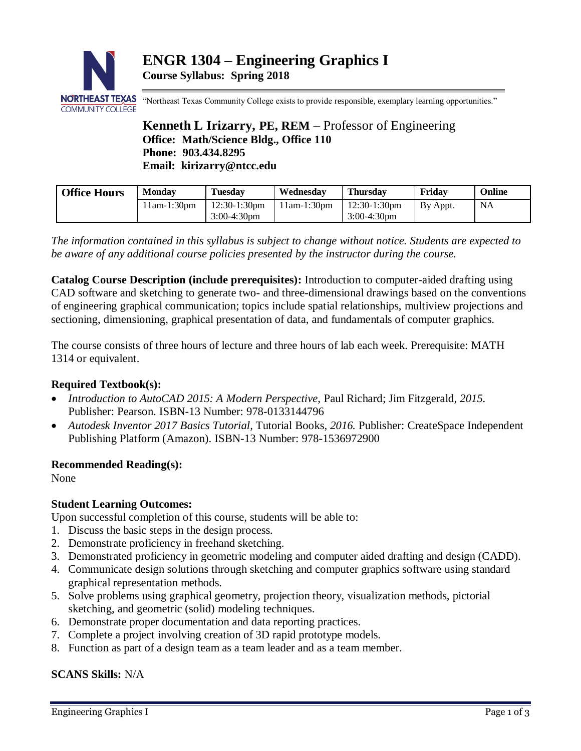# ENGR 1304 – Engineering Graphics I

**Course Syllabus: Spring 2018**

"Northeast Texas Community College exists to provide responsible, exemplary learning opportunities."

**Kenneth L Irizarry, PE, REM** – Professor of Engineering
**Office: Math/Science Bldg., Office 110**
**Phone: 903.434.8295**
**Email: kirizarry@ntcc.edu**

| Office Hours | Monday | Tuesday | Wednesday | Thursday | Friday | Online |
|---|---|---|---|---|---|---|
| | 11am-1:30pm | 12:30-1:30pm<br>3:00-4:30pm | 11am-1:30pm | 12:30-1:30pm<br>3:00-4:30pm | By Appt. | NA |

*The information contained in this syllabus is subject to change without notice. Students are expected to be aware of any additional course policies presented by the instructor during the course.*

**Catalog Course Description (include prerequisites):** Introduction to computer-aided drafting using CAD software and sketching to generate two- and three-dimensional drawings based on the conventions of engineering graphical communication; topics include spatial relationships, multiview projections and sectioning, dimensioning, graphical presentation of data, and fundamentals of computer graphics.

The course consists of three hours of lecture and three hours of lab each week. Prerequisite: MATH 1314 or equivalent.

### Required Textbook(s):

- *Introduction to AutoCAD 2015: A Modern Perspective,* Paul Richard; Jim Fitzgerald*, 2015.* Publisher: Pearson. ISBN-13 Number: 978-0133144796
- *Autodesk Inventor 2017 Basics Tutorial,* Tutorial Books*, 2016.* Publisher: CreateSpace Independent Publishing Platform (Amazon). ISBN-13 Number: 978-1536972900

### Recommended Reading(s):

None

### Student Learning Outcomes:

Upon successful completion of this course, students will be able to:

1. Discuss the basic steps in the design process.
2. Demonstrate proficiency in freehand sketching.
3. Demonstrated proficiency in geometric modeling and computer aided drafting and design (CADD).
4. Communicate design solutions through sketching and computer graphics software using standard graphical representation methods.
5. Solve problems using graphical geometry, projection theory, visualization methods, pictorial sketching, and geometric (solid) modeling techniques.
6. Demonstrate proper documentation and data reporting practices.
7. Complete a project involving creation of 3D rapid prototype models.
8. Function as part of a design team as a team leader and as a team member.

**SCANS Skills:** N/A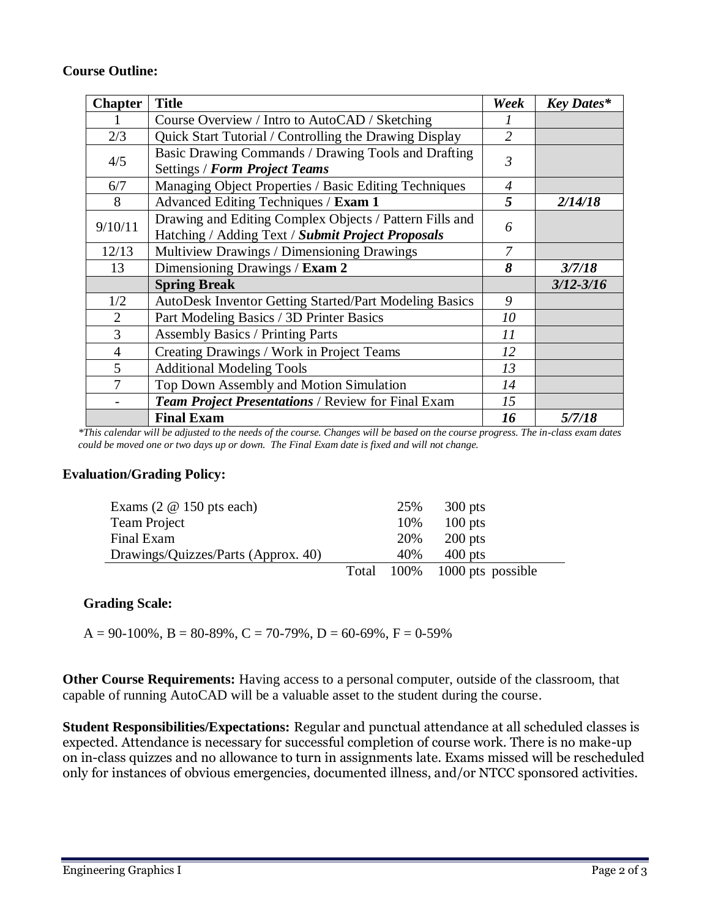**Course Outline:**

| Chapter | Title | *Week* | *Key Dates\** |
|---|---|---|---|
| 1 | Course Overview / Intro to AutoCAD / Sketching | *1* | |
| 2/3 | Quick Start Tutorial / Controlling the Drawing Display | *2* | |
| 4/5 | Basic Drawing Commands / Drawing Tools and Drafting Settings / ***Form Project Teams*** | *3* | |
| 6/7 | Managing Object Properties / Basic Editing Techniques | *4* | |
| 8 | Advanced Editing Techniques / **Exam 1** | ***5*** | ***2/14/18*** |
| 9/10/11 | Drawing and Editing Complex Objects / Pattern Fills and Hatching / Adding Text / ***Submit Project Proposals*** | *6* | |
| 12/13 | Multiview Drawings / Dimensioning Drawings | *7* | |
| 13 | Dimensioning Drawings / **Exam 2** | ***8*** | ***3/7/18*** |
| | **Spring Break** | | ***3/12-3/16*** |
| 1/2 | AutoDesk Inventor Getting Started/Part Modeling Basics | *9* | |
| 2 | Part Modeling Basics / 3D Printer Basics | *10* | |
| 3 | Assembly Basics / Printing Parts | *11* | |
| 4 | Creating Drawings / Work in Project Teams | *12* | |
| 5 | Additional Modeling Tools | *13* | |
| 7 | Top Down Assembly and Motion Simulation | *14* | |
| - | ***Team Project Presentations*** / Review for Final Exam | *15* | |
| | **Final Exam** | ***16*** | ***5/7/18*** |

*\*This calendar will be adjusted to the needs of the course. Changes will be based on the course progress. The in-class exam dates could be moved one or two days up or down. The Final Exam date is fixed and will not change.*

**Evaluation/Grading Policy:**

| | | | |
|---|---|---|---|
| Exams (2 @ 150 pts each) | | 25% | 300 pts |
| Team Project | | 10% | 100 pts |
| Final Exam | | 20% | 200 pts |
| Drawings/Quizzes/Parts (Approx. 40) | | 40% | 400 pts |
| | Total | 100% | 1000 pts possible |

**Grading Scale:**

A = 90-100%, B = 80-89%, C = 70-79%, D = 60-69%, F = 0-59%

**Other Course Requirements:** Having access to a personal computer, outside of the classroom, that capable of running AutoCAD will be a valuable asset to the student during the course.

**Student Responsibilities/Expectations:** Regular and punctual attendance at all scheduled classes is expected. Attendance is necessary for successful completion of course work. There is no make-up on in-class quizzes and no allowance to turn in assignments late. Exams missed will be rescheduled only for instances of obvious emergencies, documented illness, and/or NTCC sponsored activities.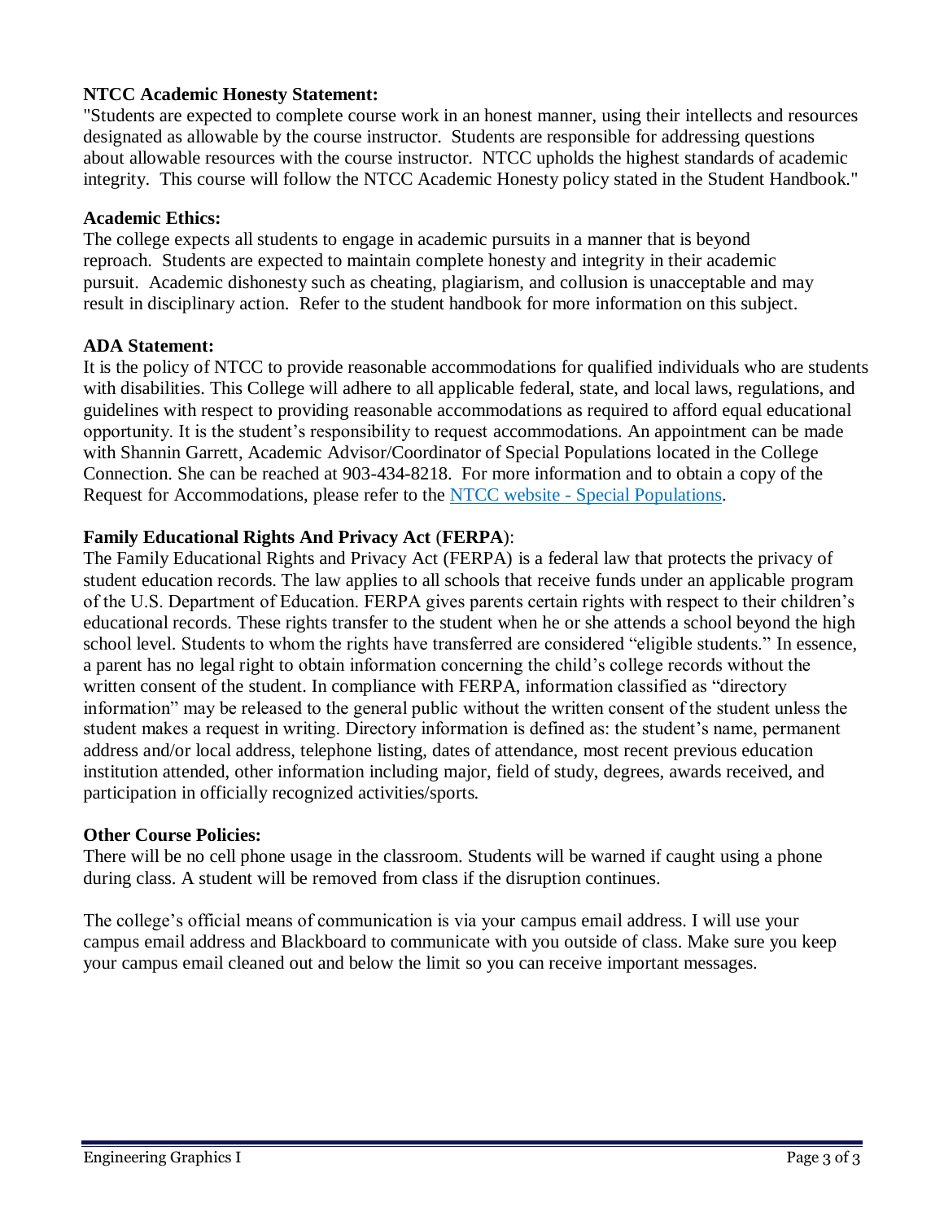**NTCC Academic Honesty Statement:**

"Students are expected to complete course work in an honest manner, using their intellects and resources designated as allowable by the course instructor. Students are responsible for addressing questions about allowable resources with the course instructor. NTCC upholds the highest standards of academic integrity. This course will follow the NTCC Academic Honesty policy stated in the Student Handbook."

**Academic Ethics:**

The college expects all students to engage in academic pursuits in a manner that is beyond reproach. Students are expected to maintain complete honesty and integrity in their academic pursuit. Academic dishonesty such as cheating, plagiarism, and collusion is unacceptable and may result in disciplinary action. Refer to the student handbook for more information on this subject.

**ADA Statement:**

It is the policy of NTCC to provide reasonable accommodations for qualified individuals who are students with disabilities. This College will adhere to all applicable federal, state, and local laws, regulations, and guidelines with respect to providing reasonable accommodations as required to afford equal educational opportunity. It is the student's responsibility to request accommodations. An appointment can be made with Shannin Garrett, Academic Advisor/Coordinator of Special Populations located in the College Connection. She can be reached at 903-434-8218. For more information and to obtain a copy of the Request for Accommodations, please refer to the NTCC website - Special Populations.

**Family Educational Rights And Privacy Act (FERPA):**

The Family Educational Rights and Privacy Act (FERPA) is a federal law that protects the privacy of student education records. The law applies to all schools that receive funds under an applicable program of the U.S. Department of Education. FERPA gives parents certain rights with respect to their children's educational records. These rights transfer to the student when he or she attends a school beyond the high school level. Students to whom the rights have transferred are considered "eligible students." In essence, a parent has no legal right to obtain information concerning the child's college records without the written consent of the student. In compliance with FERPA, information classified as "directory information" may be released to the general public without the written consent of the student unless the student makes a request in writing. Directory information is defined as: the student's name, permanent address and/or local address, telephone listing, dates of attendance, most recent previous education institution attended, other information including major, field of study, degrees, awards received, and participation in officially recognized activities/sports.

**Other Course Policies:**

There will be no cell phone usage in the classroom. Students will be warned if caught using a phone during class. A student will be removed from class if the disruption continues.

The college's official means of communication is via your campus email address. I will use your campus email address and Blackboard to communicate with you outside of class. Make sure you keep your campus email cleaned out and below the limit so you can receive important messages.